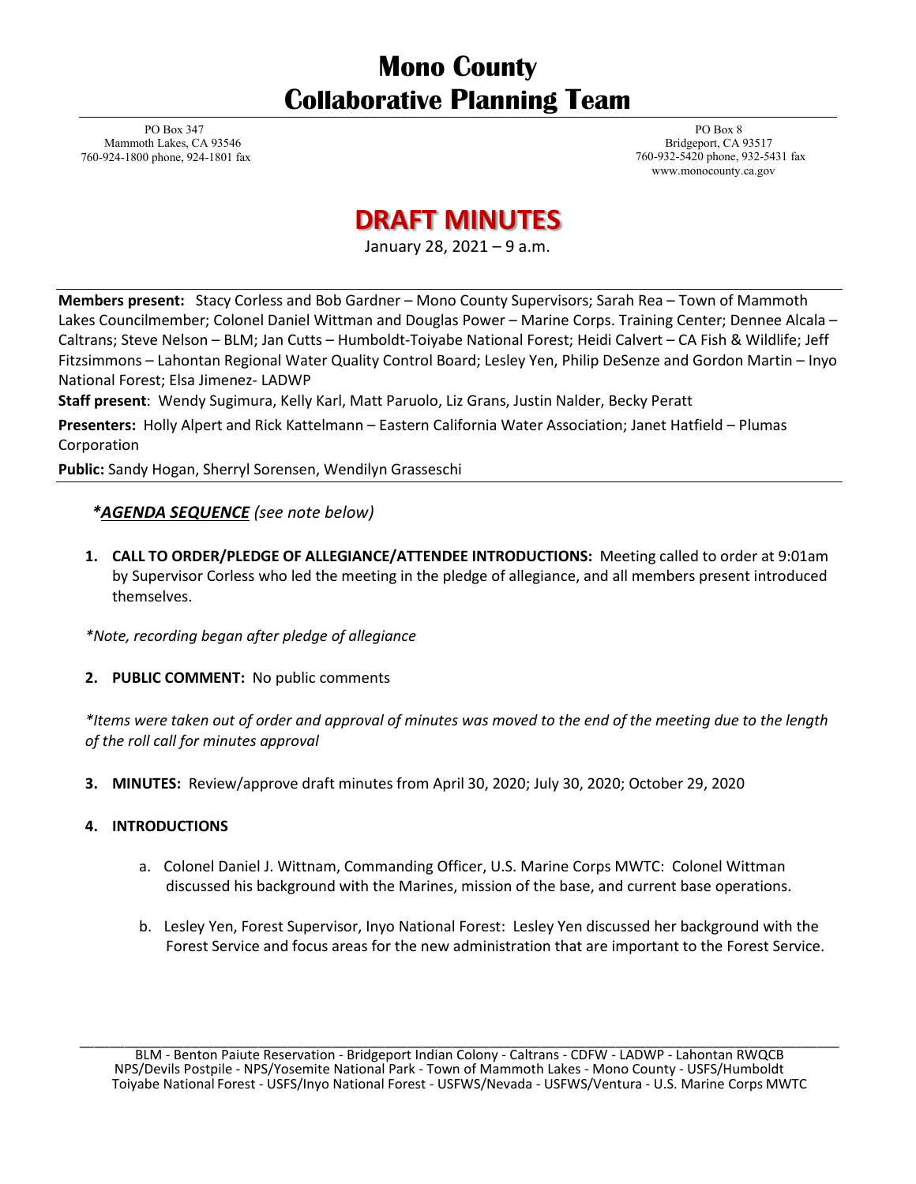# Mono County
# Collaborative Planning Team

PO Box 347
Mammoth Lakes, CA 93546
760-924-1800 phone, 924-1801 fax

PO Box 8
Bridgeport, CA 93517
760-932-5420 phone, 932-5431 fax
www.monocounty.ca.gov

## DRAFT MINUTES

January 28, 2021 – 9 a.m.

**Members present:** Stacy Corless and Bob Gardner – Mono County Supervisors; Sarah Rea – Town of Mammoth Lakes Councilmember; Colonel Daniel Wittman and Douglas Power – Marine Corps. Training Center; Dennee Alcala – Caltrans; Steve Nelson – BLM; Jan Cutts – Humboldt-Toiyabe National Forest; Heidi Calvert – CA Fish & Wildlife; Jeff Fitzsimmons – Lahontan Regional Water Quality Control Board; Lesley Yen, Philip DeSenze and Gordon Martin – Inyo National Forest; Elsa Jimenez- LADWP

**Staff present**: Wendy Sugimura, Kelly Karl, Matt Paruolo, Liz Grans, Justin Nalder, Becky Peratt

**Presenters:** Holly Alpert and Rick Kattelmann – Eastern California Water Association; Janet Hatfield – Plumas Corporation

**Public:** Sandy Hogan, Sherryl Sorensen, Wendilyn Grasseschi

***AGENDA SEQUENCE*** *(see note below)*

1. **CALL TO ORDER/PLEDGE OF ALLEGIANCE/ATTENDEE INTRODUCTIONS:** Meeting called to order at 9:01am by Supervisor Corless who led the meeting in the pledge of allegiance, and all members present introduced themselves.

*\*Note, recording began after pledge of allegiance*

2. **PUBLIC COMMENT:** No public comments

*\*Items were taken out of order and approval of minutes was moved to the end of the meeting due to the length of the roll call for minutes approval*

3. **MINUTES:** Review/approve draft minutes from April 30, 2020; July 30, 2020; October 29, 2020

4. **INTRODUCTIONS**

   a. Colonel Daniel J. Wittnam, Commanding Officer, U.S. Marine Corps MWTC: Colonel Wittman discussed his background with the Marines, mission of the base, and current base operations.

   b. Lesley Yen, Forest Supervisor, Inyo National Forest: Lesley Yen discussed her background with the Forest Service and focus areas for the new administration that are important to the Forest Service.

BLM - Benton Paiute Reservation - Bridgeport Indian Colony - Caltrans - CDFW - LADWP - Lahontan RWQCB NPS/Devils Postpile - NPS/Yosemite National Park - Town of Mammoth Lakes - Mono County - USFS/Humboldt Toiyabe National Forest - USFS/Inyo National Forest - USFWS/Nevada - USFWS/Ventura - U.S. Marine Corps MWTC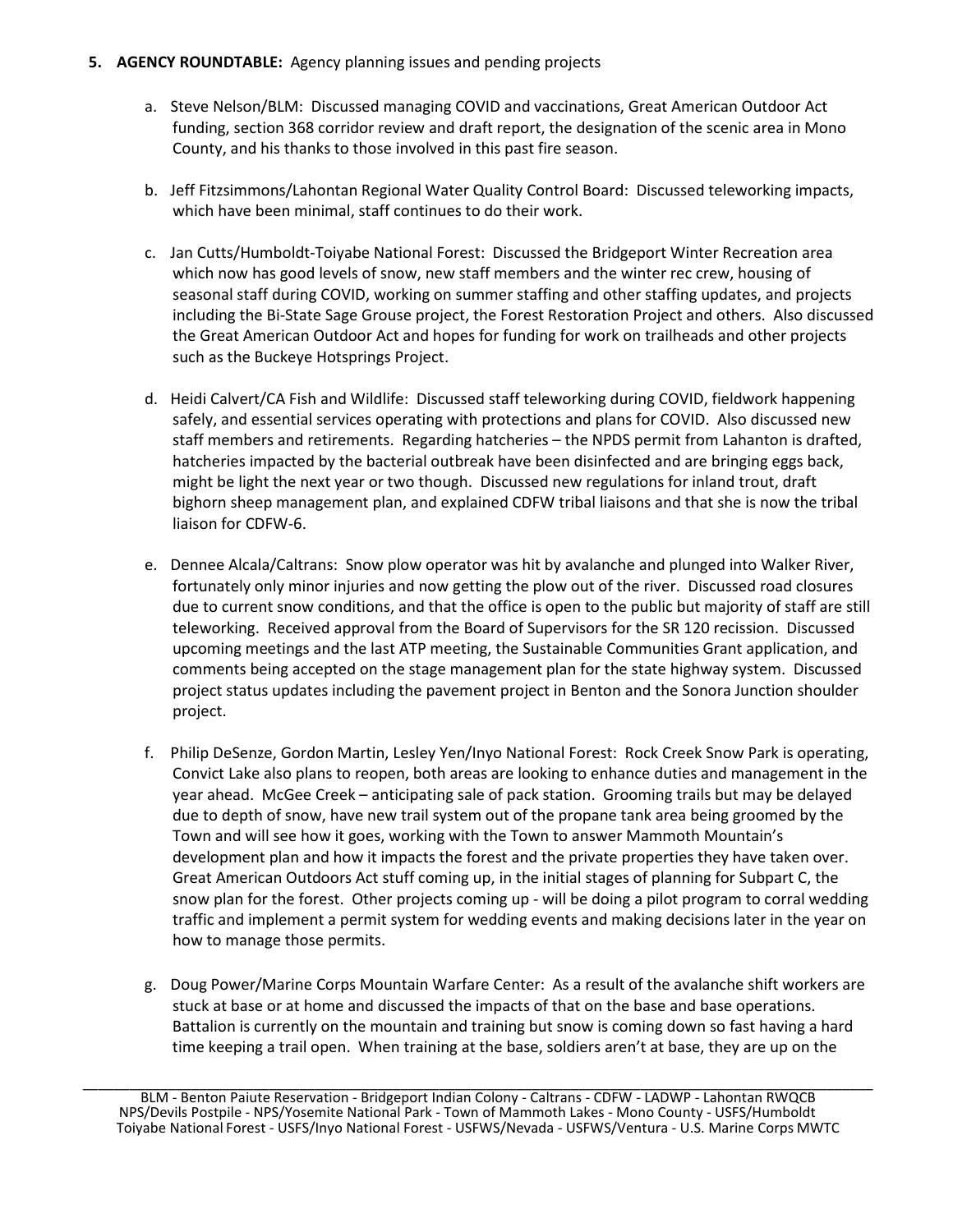**5. AGENCY ROUNDTABLE:** Agency planning issues and pending projects

a. Steve Nelson/BLM: Discussed managing COVID and vaccinations, Great American Outdoor Act funding, section 368 corridor review and draft report, the designation of the scenic area in Mono County, and his thanks to those involved in this past fire season.

b. Jeff Fitzsimmons/Lahontan Regional Water Quality Control Board: Discussed teleworking impacts, which have been minimal, staff continues to do their work.

c. Jan Cutts/Humboldt-Toiyabe National Forest: Discussed the Bridgeport Winter Recreation area which now has good levels of snow, new staff members and the winter rec crew, housing of seasonal staff during COVID, working on summer staffing and other staffing updates, and projects including the Bi-State Sage Grouse project, the Forest Restoration Project and others. Also discussed the Great American Outdoor Act and hopes for funding for work on trailheads and other projects such as the Buckeye Hotsprings Project.

d. Heidi Calvert/CA Fish and Wildlife: Discussed staff teleworking during COVID, fieldwork happening safely, and essential services operating with protections and plans for COVID. Also discussed new staff members and retirements. Regarding hatcheries – the NPDS permit from Lahanton is drafted, hatcheries impacted by the bacterial outbreak have been disinfected and are bringing eggs back, might be light the next year or two though. Discussed new regulations for inland trout, draft bighorn sheep management plan, and explained CDFW tribal liaisons and that she is now the tribal liaison for CDFW-6.

e. Dennee Alcala/Caltrans: Snow plow operator was hit by avalanche and plunged into Walker River, fortunately only minor injuries and now getting the plow out of the river. Discussed road closures due to current snow conditions, and that the office is open to the public but majority of staff are still teleworking. Received approval from the Board of Supervisors for the SR 120 recission. Discussed upcoming meetings and the last ATP meeting, the Sustainable Communities Grant application, and comments being accepted on the stage management plan for the state highway system. Discussed project status updates including the pavement project in Benton and the Sonora Junction shoulder project.

f. Philip DeSenze, Gordon Martin, Lesley Yen/Inyo National Forest: Rock Creek Snow Park is operating, Convict Lake also plans to reopen, both areas are looking to enhance duties and management in the year ahead. McGee Creek – anticipating sale of pack station. Grooming trails but may be delayed due to depth of snow, have new trail system out of the propane tank area being groomed by the Town and will see how it goes, working with the Town to answer Mammoth Mountain's development plan and how it impacts the forest and the private properties they have taken over. Great American Outdoors Act stuff coming up, in the initial stages of planning for Subpart C, the snow plan for the forest. Other projects coming up - will be doing a pilot program to corral wedding traffic and implement a permit system for wedding events and making decisions later in the year on how to manage those permits.

g. Doug Power/Marine Corps Mountain Warfare Center: As a result of the avalanche shift workers are stuck at base or at home and discussed the impacts of that on the base and base operations. Battalion is currently on the mountain and training but snow is coming down so fast having a hard time keeping a trail open. When training at the base, soldiers aren't at base, they are up on the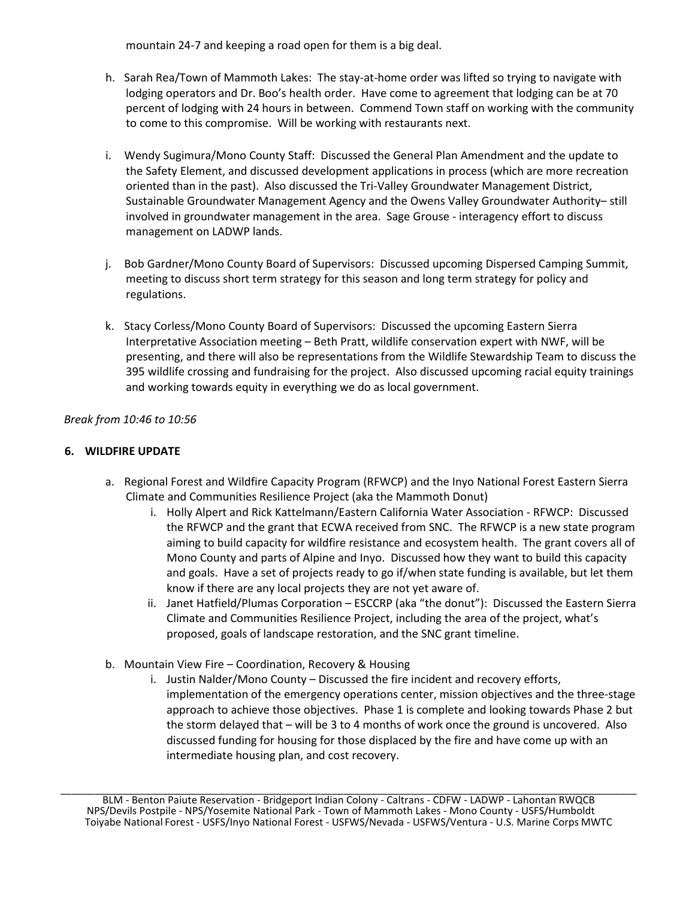mountain 24-7 and keeping a road open for them is a big deal.

h. Sarah Rea/Town of Mammoth Lakes: The stay-at-home order was lifted so trying to navigate with lodging operators and Dr. Boo's health order. Have come to agreement that lodging can be at 70 percent of lodging with 24 hours in between. Commend Town staff on working with the community to come to this compromise. Will be working with restaurants next.

i. Wendy Sugimura/Mono County Staff: Discussed the General Plan Amendment and the update to the Safety Element, and discussed development applications in process (which are more recreation oriented than in the past). Also discussed the Tri-Valley Groundwater Management District, Sustainable Groundwater Management Agency and the Owens Valley Groundwater Authority– still involved in groundwater management in the area. Sage Grouse - interagency effort to discuss management on LADWP lands.

j. Bob Gardner/Mono County Board of Supervisors: Discussed upcoming Dispersed Camping Summit, meeting to discuss short term strategy for this season and long term strategy for policy and regulations.

k. Stacy Corless/Mono County Board of Supervisors: Discussed the upcoming Eastern Sierra Interpretative Association meeting – Beth Pratt, wildlife conservation expert with NWF, will be presenting, and there will also be representations from the Wildlife Stewardship Team to discuss the 395 wildlife crossing and fundraising for the project. Also discussed upcoming racial equity trainings and working towards equity in everything we do as local government.

*Break from 10:46 to 10:56*

**6. WILDFIRE UPDATE**

a. Regional Forest and Wildfire Capacity Program (RFWCP) and the Inyo National Forest Eastern Sierra Climate and Communities Resilience Project (aka the Mammoth Donut)

   i. Holly Alpert and Rick Kattelmann/Eastern California Water Association - RFWCP: Discussed the RFWCP and the grant that ECWA received from SNC. The RFWCP is a new state program aiming to build capacity for wildfire resistance and ecosystem health. The grant covers all of Mono County and parts of Alpine and Inyo. Discussed how they want to build this capacity and goals. Have a set of projects ready to go if/when state funding is available, but let them know if there are any local projects they are not yet aware of.

   ii. Janet Hatfield/Plumas Corporation – ESCCRP (aka "the donut"): Discussed the Eastern Sierra Climate and Communities Resilience Project, including the area of the project, what's proposed, goals of landscape restoration, and the SNC grant timeline.

b. Mountain View Fire – Coordination, Recovery & Housing

   i. Justin Nalder/Mono County – Discussed the fire incident and recovery efforts, implementation of the emergency operations center, mission objectives and the three-stage approach to achieve those objectives. Phase 1 is complete and looking towards Phase 2 but the storm delayed that – will be 3 to 4 months of work once the ground is uncovered. Also discussed funding for housing for those displaced by the fire and have come up with an intermediate housing plan, and cost recovery.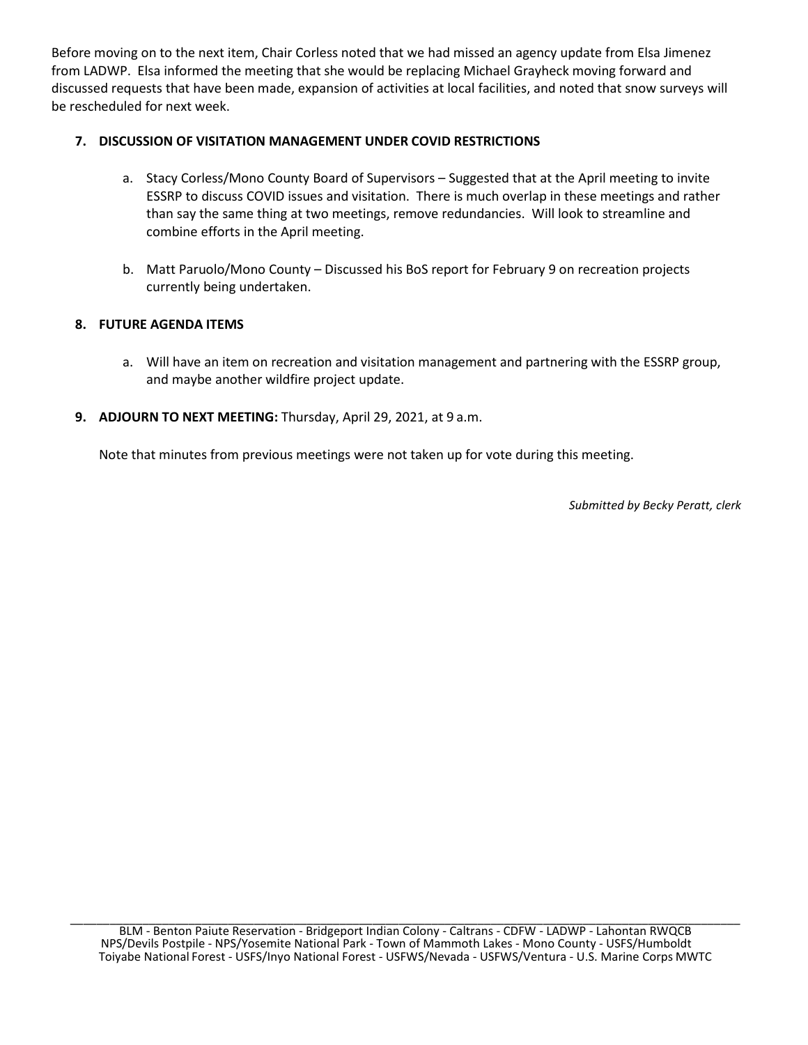Before moving on to the next item, Chair Corless noted that we had missed an agency update from Elsa Jimenez from LADWP. Elsa informed the meeting that she would be replacing Michael Grayheck moving forward and discussed requests that have been made, expansion of activities at local facilities, and noted that snow surveys will be rescheduled for next week.

**7. DISCUSSION OF VISITATION MANAGEMENT UNDER COVID RESTRICTIONS**

   a. Stacy Corless/Mono County Board of Supervisors – Suggested that at the April meeting to invite ESSRP to discuss COVID issues and visitation. There is much overlap in these meetings and rather than say the same thing at two meetings, remove redundancies. Will look to streamline and combine efforts in the April meeting.

   b. Matt Paruolo/Mono County – Discussed his BoS report for February 9 on recreation projects currently being undertaken.

**8. FUTURE AGENDA ITEMS**

   a. Will have an item on recreation and visitation management and partnering with the ESSRP group, and maybe another wildfire project update.

**9. ADJOURN TO NEXT MEETING:** Thursday, April 29, 2021, at 9 a.m.

Note that minutes from previous meetings were not taken up for vote during this meeting.

*Submitted by Becky Peratt, clerk*